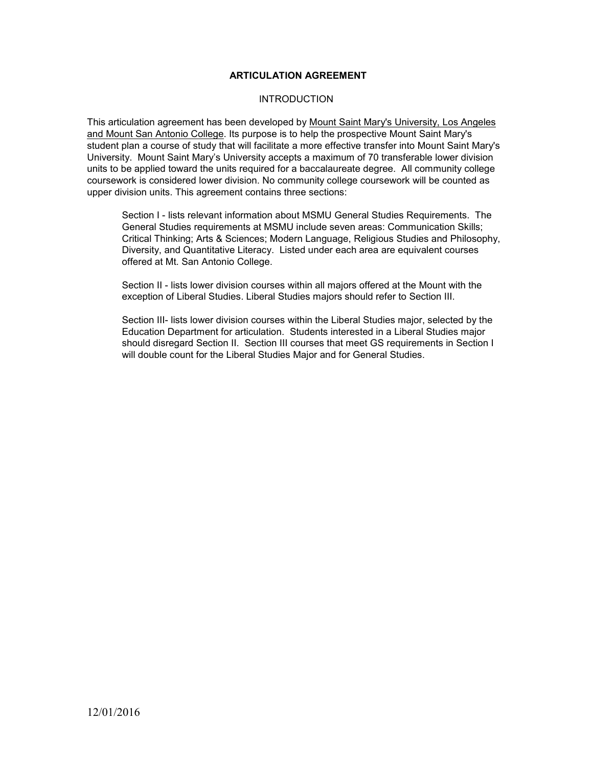# ARTICULATION AGREEMENT

## INTRODUCTION

This articulation agreement has been developed by Mount Saint Mary's University, Los Angeles and Mount San Antonio College. Its purpose is to help the prospective Mount Saint Mary's student plan a course of study that will facilitate a more effective transfer into Mount Saint Mary's University. Mount Saint Mary's University accepts a maximum of 70 transferable lower division units to be applied toward the units required for a baccalaureate degree. All community college coursework is considered lower division. No community college coursework will be counted as upper division units. This agreement contains three sections:

Section I - lists relevant information about MSMU General Studies Requirements. The General Studies requirements at MSMU include seven areas: Communication Skills; Critical Thinking; Arts & Sciences; Modern Language, Religious Studies and Philosophy, Diversity, and Quantitative Literacy. Listed under each area are equivalent courses offered at Mt. San Antonio College.

Section II - lists lower division courses within all majors offered at the Mount with the exception of Liberal Studies. Liberal Studies majors should refer to Section III.

Section III- lists lower division courses within the Liberal Studies major, selected by the Education Department for articulation. Students interested in a Liberal Studies major should disregard Section II. Section III courses that meet GS requirements in Section I will double count for the Liberal Studies Major and for General Studies.

12/01/2016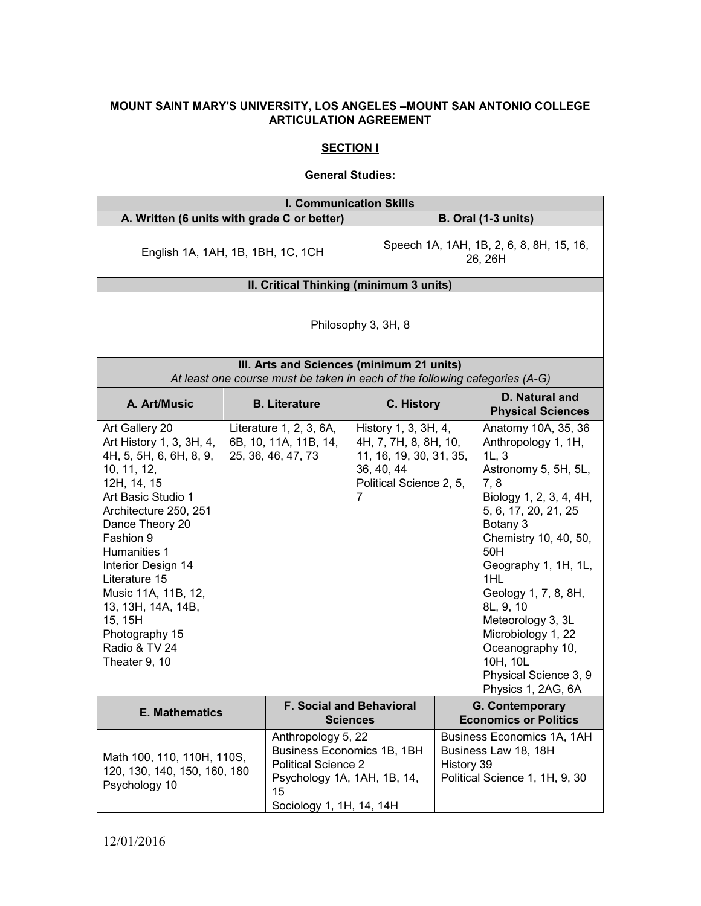**MOUNT SAINT MARY'S UNIVERSITY, LOS ANGELES –MOUNT SAN ANTONIO COLLEGE ARTICULATION AGREEMENT**

**SECTION I**

**General Studies:**

| **I. Communication Skills** | |
|---|---|
| **A. Written (6 units with grade C or better)** | **B. Oral (1-3 units)** |
| English 1A, 1AH, 1B, 1BH, 1C, 1CH | Speech 1A, 1AH, 1B, 2, 6, 8, 8H, 15, 16, 26, 26H |

| **II. Critical Thinking (minimum 3 units)** |
|---|
| Philosophy 3, 3H, 8 |

| **III. Arts and Sciences (minimum 21 units)** *At least one course must be taken in each of the following categories (A-G)* | | | |
|---|---|---|---|
| **A. Art/Music** | **B. Literature** | **C. History** | **D. Natural and Physical Sciences** |
| Art Gallery 20<br>Art History 1, 3, 3H, 4, 4H, 5, 5H, 6, 6H, 8, 9, 10, 11, 12, 12H, 14, 15<br>Art Basic Studio 1<br>Architecture 250, 251<br>Dance Theory 20<br>Fashion 9<br>Humanities 1<br>Interior Design 14<br>Literature 15<br>Music 11A, 11B, 12, 13, 13H, 14A, 14B, 15, 15H<br>Photography 15<br>Radio & TV 24<br>Theater 9, 10 | Literature 1, 2, 3, 6A, 6B, 10, 11A, 11B, 14, 25, 36, 46, 47, 73 | History 1, 3, 3H, 4, 4H, 7, 7H, 8, 8H, 10, 11, 16, 19, 30, 31, 35, 36, 40, 44<br>Political Science 2, 5, 7 | Anatomy 10A, 35, 36<br>Anthropology 1, 1H, 1L, 3<br>Astronomy 5, 5H, 5L, 7, 8<br>Biology 1, 2, 3, 4, 4H, 5, 6, 17, 20, 21, 25<br>Botany 3<br>Chemistry 10, 40, 50, 50H<br>Geography 1, 1H, 1L, 1HL<br>Geology 1, 7, 8, 8H, 8L, 9, 10<br>Meteorology 3, 3L<br>Microbiology 1, 22<br>Oceanography 10, 10H, 10L<br>Physical Science 3, 9<br>Physics 1, 2AG, 6A |

| **E. Mathematics** | **F. Social and Behavioral Sciences** | **G. Contemporary Economics or Politics** |
|---|---|---|
| Math 100, 110, 110H, 110S, 120, 130, 140, 150, 160, 180<br>Psychology 10 | Anthropology 5, 22<br>Business Economics 1B, 1BH<br>Political Science 2<br>Psychology 1A, 1AH, 1B, 14, 15<br>Sociology 1, 1H, 14, 14H | Business Economics 1A, 1AH<br>Business Law 18, 18H<br>History 39<br>Political Science 1, 1H, 9, 30 |

12/01/2016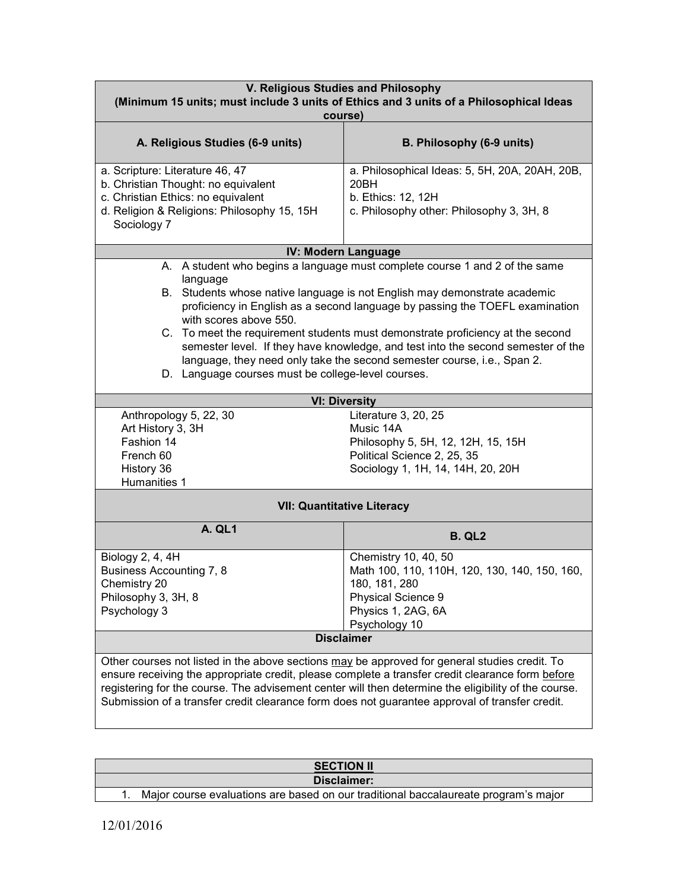| V. Religious Studies and Philosophy<br>(Minimum 15 units; must include 3 units of Ethics and 3 units of a Philosophical Ideas course) | |
|---|---|
| **A. Religious Studies (6-9 units)** | **B. Philosophy (6-9 units)** |
| a. Scripture: Literature 46, 47<br>b. Christian Thought: no equivalent<br>c. Christian Ethics: no equivalent<br>d. Religion & Religions: Philosophy 15, 15H Sociology 7 | a. Philosophical Ideas: 5, 5H, 20A, 20AH, 20B, 20BH<br>b. Ethics: 12, 12H<br>c. Philosophy other: Philosophy 3, 3H, 8 |

**IV: Modern Language**

A. A student who begins a language must complete course 1 and 2 of the same language
B. Students whose native language is not English may demonstrate academic proficiency in English as a second language by passing the TOEFL examination with scores above 550.
C. To meet the requirement students must demonstrate proficiency at the second semester level. If they have knowledge, and test into the second semester of the language, they need only take the second semester course, i.e., Span 2.
D. Language courses must be college-level courses.

| VI: Diversity | |
|---|---|
| Anthropology 5, 22, 30 | Literature 3, 20, 25 |
| Art History 3, 3H | Music 14A |
| Fashion 14 | Philosophy 5, 5H, 12, 12H, 15, 15H |
| French 60 | Political Science 2, 25, 35 |
| History 36 | Sociology 1, 1H, 14, 14H, 20, 20H |
| Humanities 1 | |

| VII: Quantitative Literacy | |
|---|---|
| **A. QL1** | **B. QL2** |
| Biology 2, 4, 4H<br>Business Accounting 7, 8<br>Chemistry 20<br>Philosophy 3, 3H, 8<br>Psychology 3 | Chemistry 10, 40, 50<br>Math 100, 110, 110H, 120, 130, 140, 150, 160, 180, 181, 280<br>Physical Science 9<br>Physics 1, 2AG, 6A<br>Psychology 10 |

**Disclaimer**

Other courses not listed in the above sections may be approved for general studies credit. To ensure receiving the appropriate credit, please complete a transfer credit clearance form before registering for the course. The advisement center will then determine the eligibility of the course. Submission of a transfer credit clearance form does not guarantee approval of transfer credit.

**SECTION II**

**Disclaimer:**

1. Major course evaluations are based on our traditional baccalaureate program's major

12/01/2016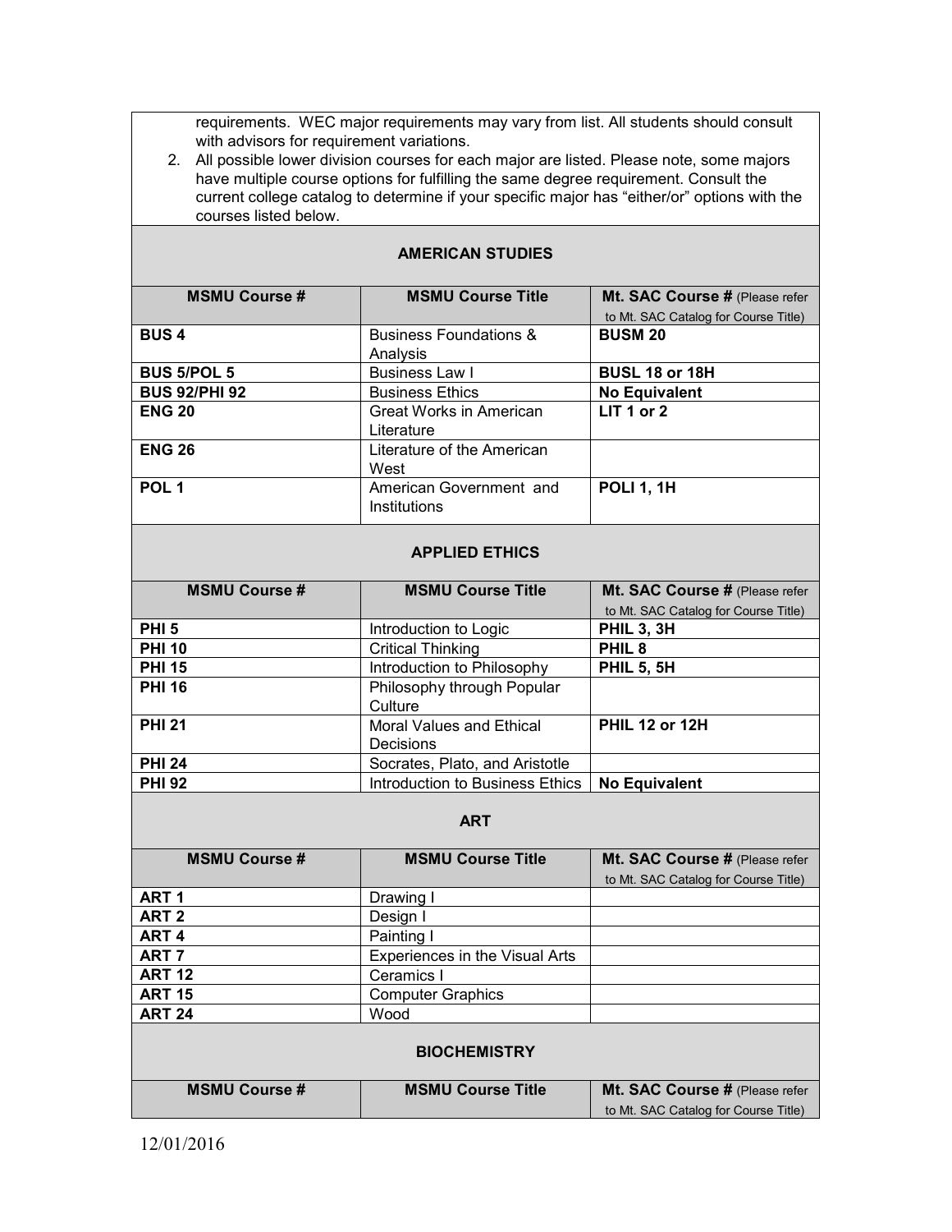requirements. WEC major requirements may vary from list. All students should consult with advisors for requirement variations.

2. All possible lower division courses for each major are listed. Please note, some majors have multiple course options for fulfilling the same degree requirement. Consult the current college catalog to determine if your specific major has "either/or" options with the courses listed below.

## AMERICAN STUDIES

| MSMU Course # | MSMU Course Title | Mt. SAC Course # (Please refer to Mt. SAC Catalog for Course Title) |
|---|---|---|
| **BUS 4** | Business Foundations & Analysis | **BUSM 20** |
| **BUS 5/POL 5** | Business Law I | **BUSL 18 or 18H** |
| **BUS 92/PHI 92** | Business Ethics | **No Equivalent** |
| **ENG 20** | Great Works in American Literature | **LIT 1 or 2** |
| **ENG 26** | Literature of the American West | |
| **POL 1** | American Government and Institutions | **POLI 1, 1H** |

## APPLIED ETHICS

| MSMU Course # | MSMU Course Title | Mt. SAC Course # (Please refer to Mt. SAC Catalog for Course Title) |
|---|---|---|
| **PHI 5** | Introduction to Logic | **PHIL 3, 3H** |
| **PHI 10** | Critical Thinking | **PHIL 8** |
| **PHI 15** | Introduction to Philosophy | **PHIL 5, 5H** |
| **PHI 16** | Philosophy through Popular Culture | |
| **PHI 21** | Moral Values and Ethical Decisions | **PHIL 12 or 12H** |
| **PHI 24** | Socrates, Plato, and Aristotle | |
| **PHI 92** | Introduction to Business Ethics | **No Equivalent** |

## ART

| MSMU Course # | MSMU Course Title | Mt. SAC Course # (Please refer to Mt. SAC Catalog for Course Title) |
|---|---|---|
| **ART 1** | Drawing I | |
| **ART 2** | Design I | |
| **ART 4** | Painting I | |
| **ART 7** | Experiences in the Visual Arts | |
| **ART 12** | Ceramics I | |
| **ART 15** | Computer Graphics | |
| **ART 24** | Wood | |

## BIOCHEMISTRY

| MSMU Course # | MSMU Course Title | Mt. SAC Course # (Please refer to Mt. SAC Catalog for Course Title) |
|---|---|---|

12/01/2016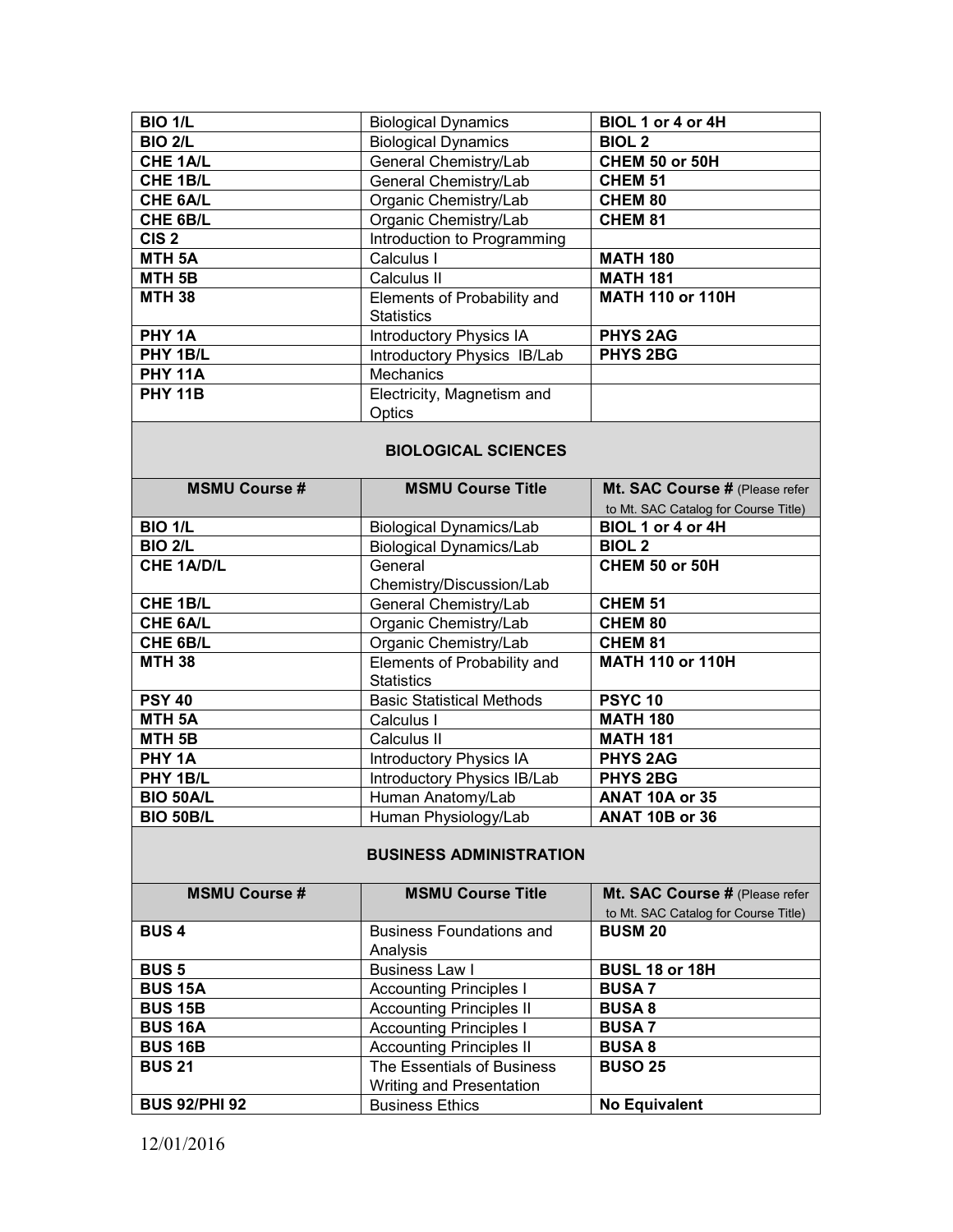| | | |
|---|---|---|
| **BIO 1/L** | Biological Dynamics | **BIOL 1 or 4 or 4H** |
| **BIO 2/L** | Biological Dynamics | **BIOL 2** |
| **CHE 1A/L** | General Chemistry/Lab | **CHEM 50 or 50H** |
| **CHE 1B/L** | General Chemistry/Lab | **CHEM 51** |
| **CHE 6A/L** | Organic Chemistry/Lab | **CHEM 80** |
| **CHE 6B/L** | Organic Chemistry/Lab | **CHEM 81** |
| **CIS 2** | Introduction to Programming | |
| **MTH 5A** | Calculus I | **MATH 180** |
| **MTH 5B** | Calculus II | **MATH 181** |
| **MTH 38** | Elements of Probability and Statistics | **MATH 110 or 110H** |
| **PHY 1A** | Introductory Physics IA | **PHYS 2AG** |
| **PHY 1B/L** | Introductory Physics IB/Lab | **PHYS 2BG** |
| **PHY 11A** | Mechanics | |
| **PHY 11B** | Electricity, Magnetism and Optics | |

## BIOLOGICAL SCIENCES

| MSMU Course # | MSMU Course Title | Mt. SAC Course # (Please refer to Mt. SAC Catalog for Course Title) |
|---|---|---|
| **BIO 1/L** | Biological Dynamics/Lab | **BIOL 1 or 4 or 4H** |
| **BIO 2/L** | Biological Dynamics/Lab | **BIOL 2** |
| **CHE 1A/D/L** | General Chemistry/Discussion/Lab | **CHEM 50 or 50H** |
| **CHE 1B/L** | General Chemistry/Lab | **CHEM 51** |
| **CHE 6A/L** | Organic Chemistry/Lab | **CHEM 80** |
| **CHE 6B/L** | Organic Chemistry/Lab | **CHEM 81** |
| **MTH 38** | Elements of Probability and Statistics | **MATH 110 or 110H** |
| **PSY 40** | Basic Statistical Methods | **PSYC 10** |
| **MTH 5A** | Calculus I | **MATH 180** |
| **MTH 5B** | Calculus II | **MATH 181** |
| **PHY 1A** | Introductory Physics IA | **PHYS 2AG** |
| **PHY 1B/L** | Introductory Physics IB/Lab | **PHYS 2BG** |
| **BIO 50A/L** | Human Anatomy/Lab | **ANAT 10A or 35** |
| **BIO 50B/L** | Human Physiology/Lab | **ANAT 10B or 36** |

## BUSINESS ADMINISTRATION

| MSMU Course # | MSMU Course Title | Mt. SAC Course # (Please refer to Mt. SAC Catalog for Course Title) |
|---|---|---|
| **BUS 4** | Business Foundations and Analysis | **BUSM 20** |
| **BUS 5** | Business Law I | **BUSL 18 or 18H** |
| **BUS 15A** | Accounting Principles I | **BUSA 7** |
| **BUS 15B** | Accounting Principles II | **BUSA 8** |
| **BUS 16A** | Accounting Principles I | **BUSA 7** |
| **BUS 16B** | Accounting Principles II | **BUSA 8** |
| **BUS 21** | The Essentials of Business Writing and Presentation | **BUSO 25** |
| **BUS 92/PHI 92** | Business Ethics | **No Equivalent** |

12/01/2016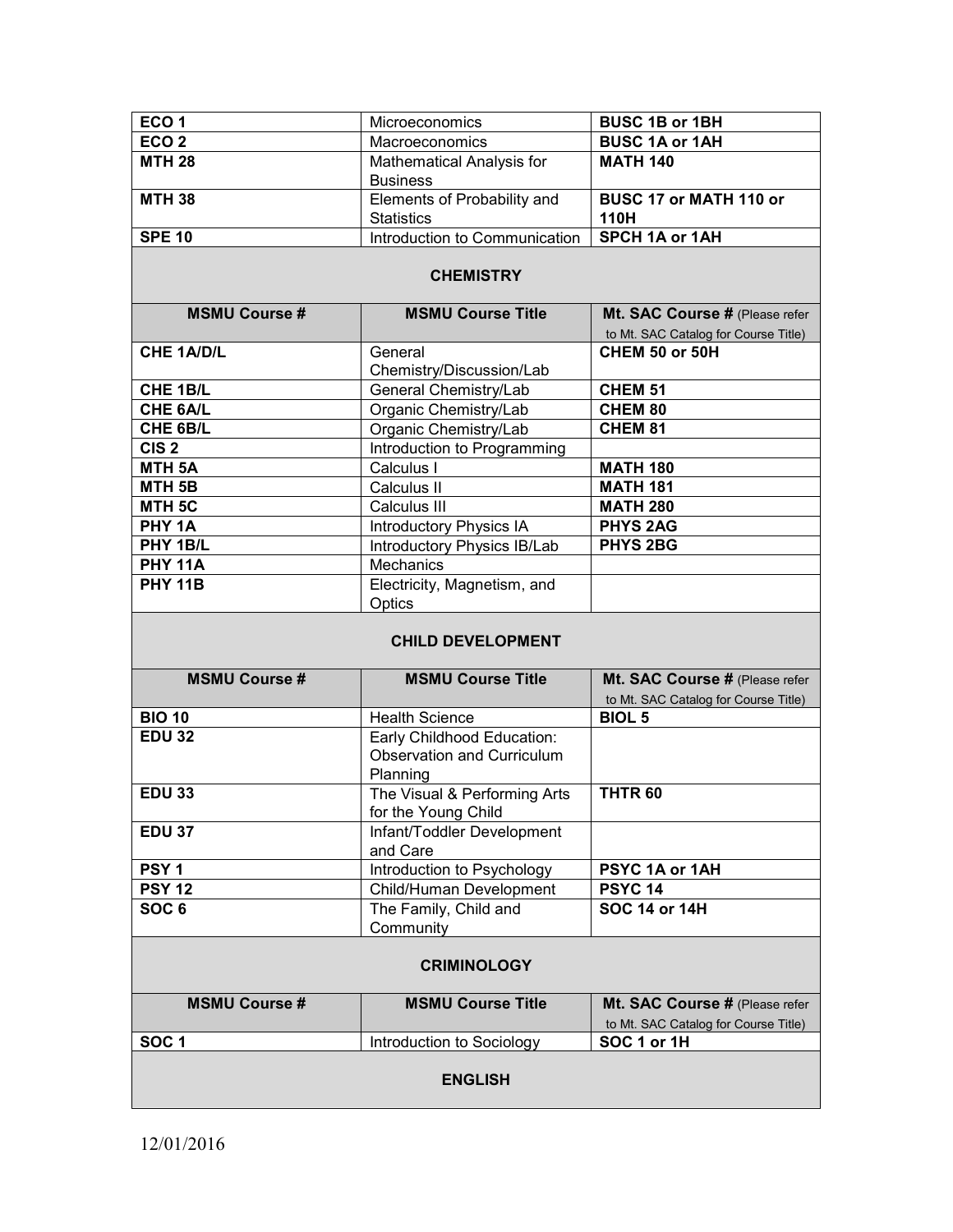| | | |
|---|---|---|
| **ECO 1** | Microeconomics | **BUSC 1B or 1BH** |
| **ECO 2** | Macroeconomics | **BUSC 1A or 1AH** |
| **MTH 28** | Mathematical Analysis for Business | **MATH 140** |
| **MTH 38** | Elements of Probability and Statistics | **BUSC 17 or MATH 110 or 110H** |
| **SPE 10** | Introduction to Communication | **SPCH 1A or 1AH** |

**CHEMISTRY**

| **MSMU Course #** | **MSMU Course Title** | **Mt. SAC Course #** (Please refer to Mt. SAC Catalog for Course Title) |
|---|---|---|
| **CHE 1A/D/L** | General Chemistry/Discussion/Lab | **CHEM 50 or 50H** |
| **CHE 1B/L** | General Chemistry/Lab | **CHEM 51** |
| **CHE 6A/L** | Organic Chemistry/Lab | **CHEM 80** |
| **CHE 6B/L** | Organic Chemistry/Lab | **CHEM 81** |
| **CIS 2** | Introduction to Programming | |
| **MTH 5A** | Calculus I | **MATH 180** |
| **MTH 5B** | Calculus II | **MATH 181** |
| **MTH 5C** | Calculus III | **MATH 280** |
| **PHY 1A** | Introductory Physics IA | **PHYS 2AG** |
| **PHY 1B/L** | Introductory Physics IB/Lab | **PHYS 2BG** |
| **PHY 11A** | Mechanics | |
| **PHY 11B** | Electricity, Magnetism, and Optics | |

**CHILD DEVELOPMENT**

| **MSMU Course #** | **MSMU Course Title** | **Mt. SAC Course #** (Please refer to Mt. SAC Catalog for Course Title) |
|---|---|---|
| **BIO 10** | Health Science | **BIOL 5** |
| **EDU 32** | Early Childhood Education: Observation and Curriculum Planning | |
| **EDU 33** | The Visual & Performing Arts for the Young Child | **THTR 60** |
| **EDU 37** | Infant/Toddler Development and Care | |
| **PSY 1** | Introduction to Psychology | **PSYC 1A or 1AH** |
| **PSY 12** | Child/Human Development | **PSYC 14** |
| **SOC 6** | The Family, Child and Community | **SOC 14 or 14H** |

**CRIMINOLOGY**

| **MSMU Course #** | **MSMU Course Title** | **Mt. SAC Course #** (Please refer to Mt. SAC Catalog for Course Title) |
|---|---|---|
| **SOC 1** | Introduction to Sociology | **SOC 1 or 1H** |

**ENGLISH**

12/01/2016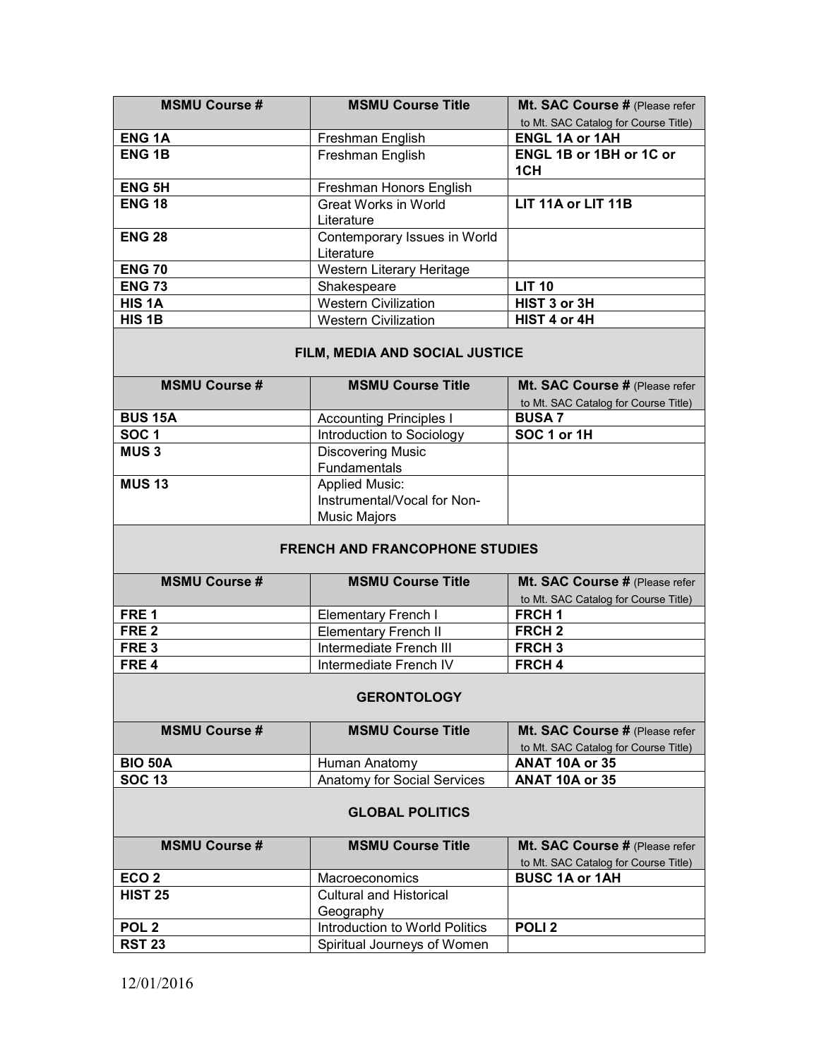| MSMU Course # | MSMU Course Title | Mt. SAC Course # (Please refer to Mt. SAC Catalog for Course Title) |
| --- | --- | --- |
| **ENG 1A** | Freshman English | **ENGL 1A or 1AH** |
| **ENG 1B** | Freshman English | **ENGL 1B or 1BH or 1C or 1CH** |
| **ENG 5H** | Freshman Honors English | |
| **ENG 18** | Great Works in World Literature | **LIT 11A or LIT 11B** |
| **ENG 28** | Contemporary Issues in World Literature | |
| **ENG 70** | Western Literary Heritage | |
| **ENG 73** | Shakespeare | **LIT 10** |
| **HIS 1A** | Western Civilization | **HIST 3 or 3H** |
| **HIS 1B** | Western Civilization | **HIST 4 or 4H** |

## FILM, MEDIA AND SOCIAL JUSTICE

| MSMU Course # | MSMU Course Title | Mt. SAC Course # (Please refer to Mt. SAC Catalog for Course Title) |
| --- | --- | --- |
| **BUS 15A** | Accounting Principles I | **BUSA 7** |
| **SOC 1** | Introduction to Sociology | **SOC 1 or 1H** |
| **MUS 3** | Discovering Music Fundamentals | |
| **MUS 13** | Applied Music: Instrumental/Vocal for Non-Music Majors | |

## FRENCH AND FRANCOPHONE STUDIES

| MSMU Course # | MSMU Course Title | Mt. SAC Course # (Please refer to Mt. SAC Catalog for Course Title) |
| --- | --- | --- |
| **FRE 1** | Elementary French I | **FRCH 1** |
| **FRE 2** | Elementary French II | **FRCH 2** |
| **FRE 3** | Intermediate French III | **FRCH 3** |
| **FRE 4** | Intermediate French IV | **FRCH 4** |

## GERONTOLOGY

| MSMU Course # | MSMU Course Title | Mt. SAC Course # (Please refer to Mt. SAC Catalog for Course Title) |
| --- | --- | --- |
| **BIO 50A** | Human Anatomy | **ANAT 10A or 35** |
| **SOC 13** | Anatomy for Social Services | **ANAT 10A or 35** |

## GLOBAL POLITICS

| MSMU Course # | MSMU Course Title | Mt. SAC Course # (Please refer to Mt. SAC Catalog for Course Title) |
| --- | --- | --- |
| **ECO 2** | Macroeconomics | **BUSC 1A or 1AH** |
| **HIST 25** | Cultural and Historical Geography | |
| **POL 2** | Introduction to World Politics | **POLI 2** |
| **RST 23** | Spiritual Journeys of Women | |

12/01/2016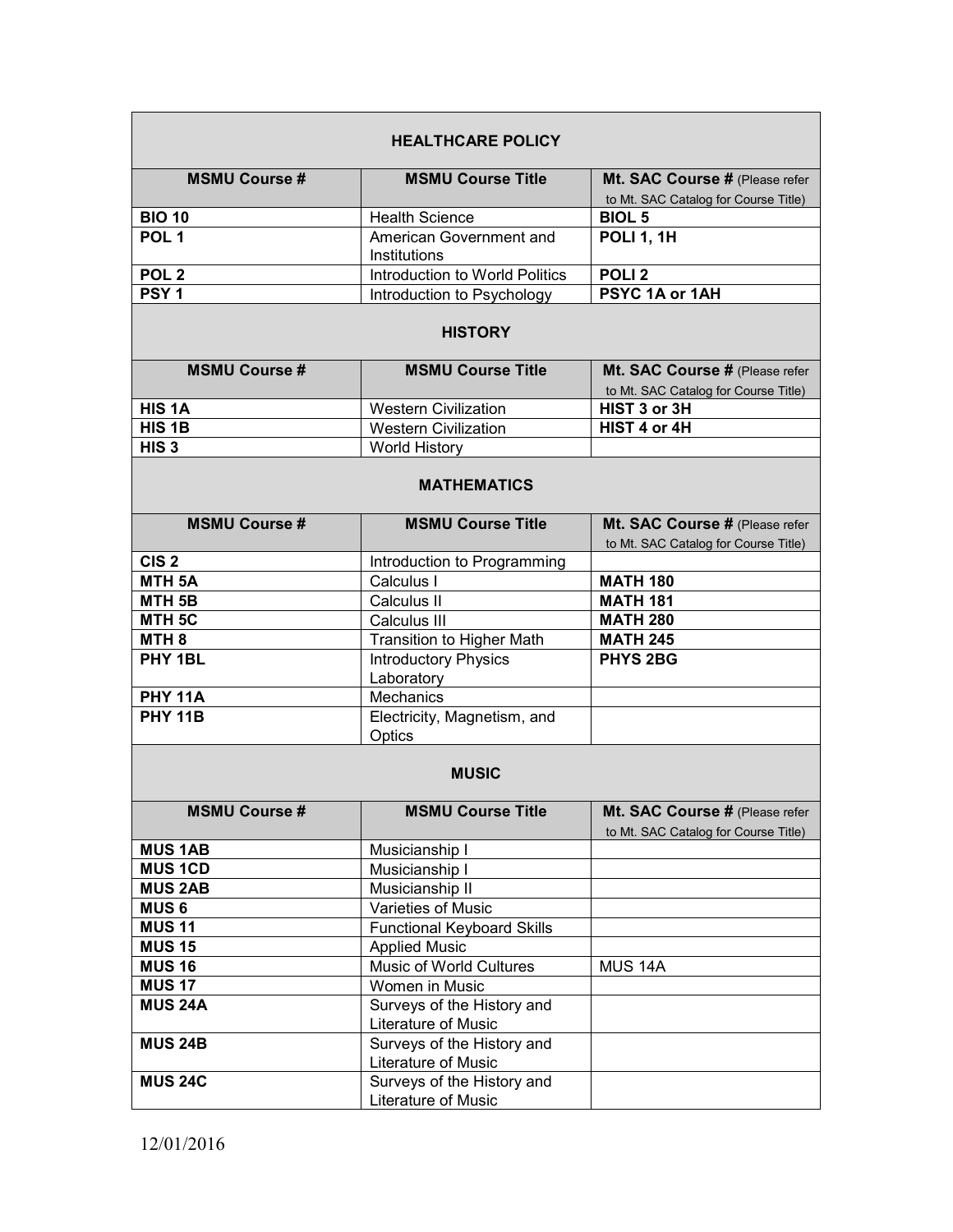## HEALTHCARE POLICY

| MSMU Course # | MSMU Course Title | Mt. SAC Course # (Please refer to Mt. SAC Catalog for Course Title) |
|---|---|---|
| **BIO 10** | Health Science | **BIOL 5** |
| **POL 1** | American Government and Institutions | **POLI 1, 1H** |
| **POL 2** | Introduction to World Politics | **POLI 2** |
| **PSY 1** | Introduction to Psychology | **PSYC 1A or 1AH** |

## HISTORY

| MSMU Course # | MSMU Course Title | Mt. SAC Course # (Please refer to Mt. SAC Catalog for Course Title) |
|---|---|---|
| **HIS 1A** | Western Civilization | **HIST 3 or 3H** |
| **HIS 1B** | Western Civilization | **HIST 4 or 4H** |
| **HIS 3** | World History | |

## MATHEMATICS

| MSMU Course # | MSMU Course Title | Mt. SAC Course # (Please refer to Mt. SAC Catalog for Course Title) |
|---|---|---|
| **CIS 2** | Introduction to Programming | |
| **MTH 5A** | Calculus I | **MATH 180** |
| **MTH 5B** | Calculus II | **MATH 181** |
| **MTH 5C** | Calculus III | **MATH 280** |
| **MTH 8** | Transition to Higher Math | **MATH 245** |
| **PHY 1BL** | Introductory Physics Laboratory | **PHYS 2BG** |
| **PHY 11A** | Mechanics | |
| **PHY 11B** | Electricity, Magnetism, and Optics | |

## MUSIC

| MSMU Course # | MSMU Course Title | Mt. SAC Course # (Please refer to Mt. SAC Catalog for Course Title) |
|---|---|---|
| **MUS 1AB** | Musicianship I | |
| **MUS 1CD** | Musicianship I | |
| **MUS 2AB** | Musicianship II | |
| **MUS 6** | Varieties of Music | |
| **MUS 11** | Functional Keyboard Skills | |
| **MUS 15** | Applied Music | |
| **MUS 16** | Music of World Cultures | MUS 14A |
| **MUS 17** | Women in Music | |
| **MUS 24A** | Surveys of the History and Literature of Music | |
| **MUS 24B** | Surveys of the History and Literature of Music | |
| **MUS 24C** | Surveys of the History and Literature of Music | |

12/01/2016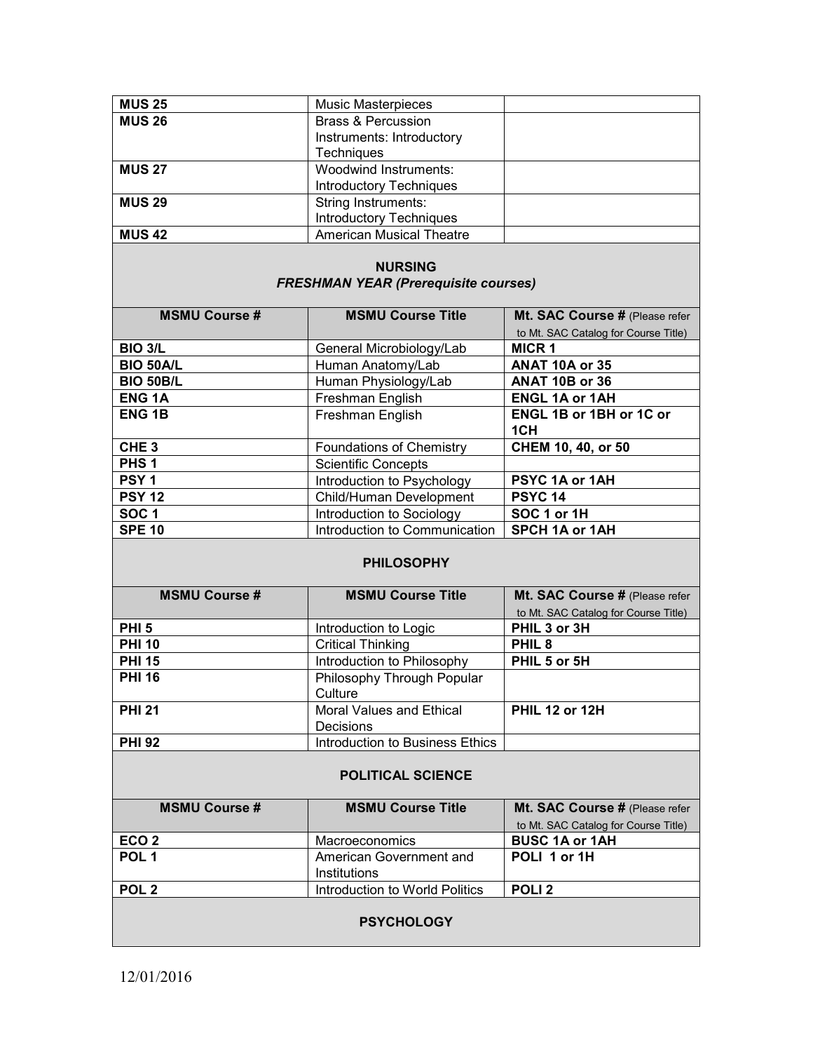| | | |
|---|---|---|
| **MUS 25** | Music Masterpieces | |
| **MUS 26** | Brass & Percussion Instruments: Introductory Techniques | |
| **MUS 27** | Woodwind Instruments: Introductory Techniques | |
| **MUS 29** | String Instruments: Introductory Techniques | |
| **MUS 42** | American Musical Theatre | |

## NURSING

### *FRESHMAN YEAR (Prerequisite courses)*

| MSMU Course # | MSMU Course Title | Mt. SAC Course # (Please refer to Mt. SAC Catalog for Course Title) |
|---|---|---|
| **BIO 3/L** | General Microbiology/Lab | **MICR 1** |
| **BIO 50A/L** | Human Anatomy/Lab | **ANAT 10A or 35** |
| **BIO 50B/L** | Human Physiology/Lab | **ANAT 10B or 36** |
| **ENG 1A** | Freshman English | **ENGL 1A or 1AH** |
| **ENG 1B** | Freshman English | **ENGL 1B or 1BH or 1C or 1CH** |
| **CHE 3** | Foundations of Chemistry | **CHEM 10, 40, or 50** |
| **PHS 1** | Scientific Concepts | |
| **PSY 1** | Introduction to Psychology | **PSYC 1A or 1AH** |
| **PSY 12** | Child/Human Development | **PSYC 14** |
| **SOC 1** | Introduction to Sociology | **SOC 1 or 1H** |
| **SPE 10** | Introduction to Communication | **SPCH 1A or 1AH** |

## PHILOSOPHY

| MSMU Course # | MSMU Course Title | Mt. SAC Course # (Please refer to Mt. SAC Catalog for Course Title) |
|---|---|---|
| **PHI 5** | Introduction to Logic | **PHIL 3 or 3H** |
| **PHI 10** | Critical Thinking | **PHIL 8** |
| **PHI 15** | Introduction to Philosophy | **PHIL 5 or 5H** |
| **PHI 16** | Philosophy Through Popular Culture | |
| **PHI 21** | Moral Values and Ethical Decisions | **PHIL 12 or 12H** |
| **PHI 92** | Introduction to Business Ethics | |

## POLITICAL SCIENCE

| MSMU Course # | MSMU Course Title | Mt. SAC Course # (Please refer to Mt. SAC Catalog for Course Title) |
|---|---|---|
| **ECO 2** | Macroeconomics | **BUSC 1A or 1AH** |
| **POL 1** | American Government and Institutions | **POLI 1 or 1H** |
| **POL 2** | Introduction to World Politics | **POLI 2** |

## PSYCHOLOGY

12/01/2016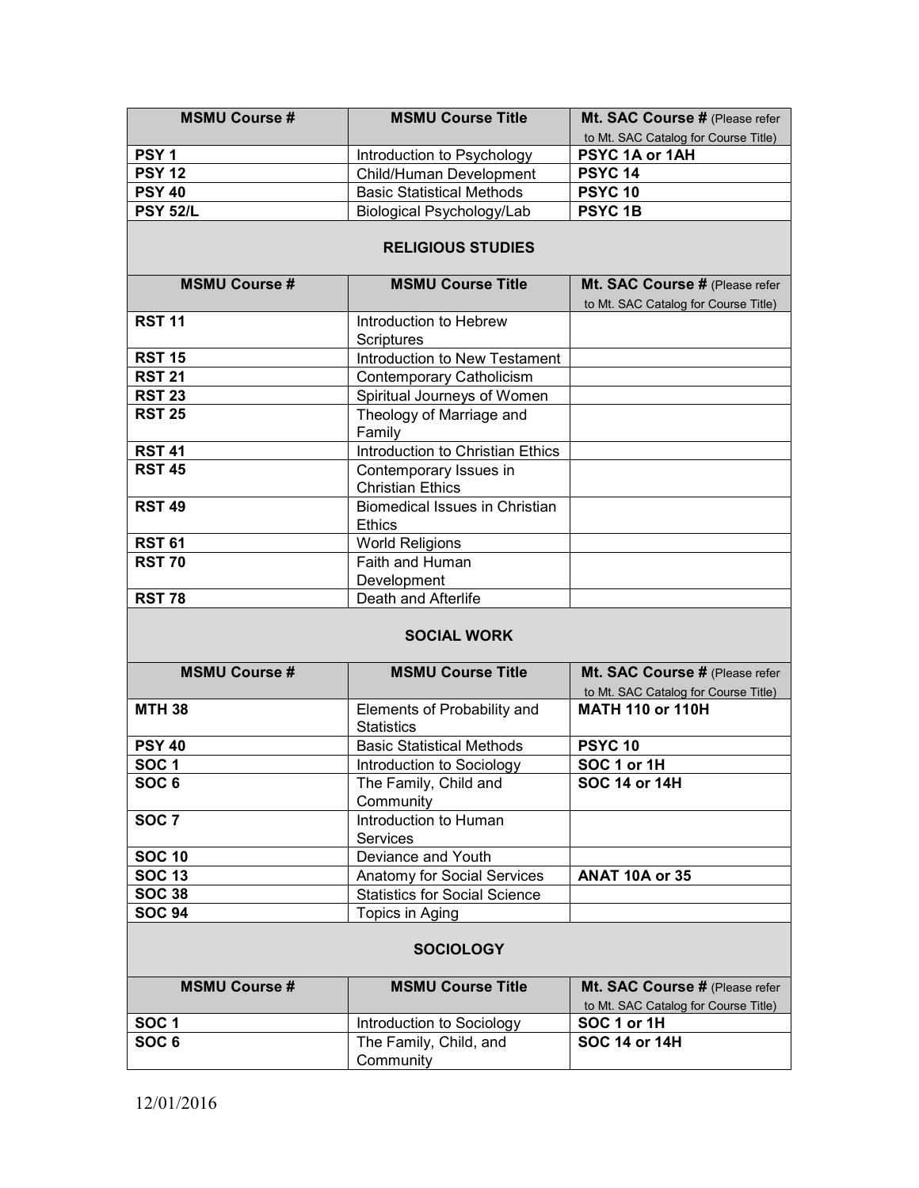| MSMU Course # | MSMU Course Title | Mt. SAC Course # (Please refer to Mt. SAC Catalog for Course Title) |
|---|---|---|
| **PSY 1** | Introduction to Psychology | **PSYC 1A or 1AH** |
| **PSY 12** | Child/Human Development | **PSYC 14** |
| **PSY 40** | Basic Statistical Methods | **PSYC 10** |
| **PSY 52/L** | Biological Psychology/Lab | **PSYC 1B** |

## RELIGIOUS STUDIES

| MSMU Course # | MSMU Course Title | Mt. SAC Course # (Please refer to Mt. SAC Catalog for Course Title) |
|---|---|---|
| **RST 11** | Introduction to Hebrew Scriptures | |
| **RST 15** | Introduction to New Testament | |
| **RST 21** | Contemporary Catholicism | |
| **RST 23** | Spiritual Journeys of Women | |
| **RST 25** | Theology of Marriage and Family | |
| **RST 41** | Introduction to Christian Ethics | |
| **RST 45** | Contemporary Issues in Christian Ethics | |
| **RST 49** | Biomedical Issues in Christian Ethics | |
| **RST 61** | World Religions | |
| **RST 70** | Faith and Human Development | |
| **RST 78** | Death and Afterlife | |

## SOCIAL WORK

| MSMU Course # | MSMU Course Title | Mt. SAC Course # (Please refer to Mt. SAC Catalog for Course Title) |
|---|---|---|
| **MTH 38** | Elements of Probability and Statistics | **MATH 110 or 110H** |
| **PSY 40** | Basic Statistical Methods | **PSYC 10** |
| **SOC 1** | Introduction to Sociology | **SOC 1 or 1H** |
| **SOC 6** | The Family, Child and Community | **SOC 14 or 14H** |
| **SOC 7** | Introduction to Human Services | |
| **SOC 10** | Deviance and Youth | |
| **SOC 13** | Anatomy for Social Services | **ANAT 10A or 35** |
| **SOC 38** | Statistics for Social Science | |
| **SOC 94** | Topics in Aging | |

## SOCIOLOGY

| MSMU Course # | MSMU Course Title | Mt. SAC Course # (Please refer to Mt. SAC Catalog for Course Title) |
|---|---|---|
| **SOC 1** | Introduction to Sociology | **SOC 1 or 1H** |
| **SOC 6** | The Family, Child, and Community | **SOC 14 or 14H** |

12/01/2016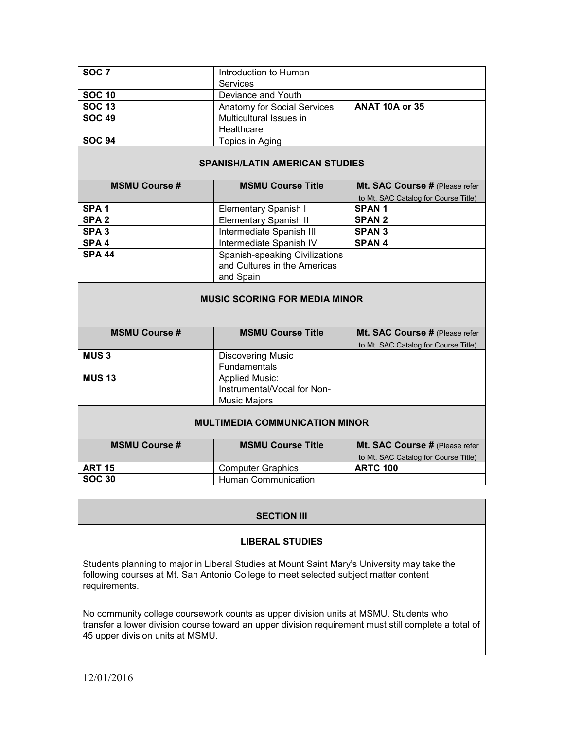| | | |
|---|---|---|
| **SOC 7** | Introduction to Human Services | |
| **SOC 10** | Deviance and Youth | |
| **SOC 13** | Anatomy for Social Services | **ANAT 10A or 35** |
| **SOC 49** | Multicultural Issues in Healthcare | |
| **SOC 94** | Topics in Aging | |

### SPANISH/LATIN AMERICAN STUDIES

| MSMU Course # | MSMU Course Title | Mt. SAC Course # (Please refer to Mt. SAC Catalog for Course Title) |
|---|---|---|
| **SPA 1** | Elementary Spanish I | **SPAN 1** |
| **SPA 2** | Elementary Spanish II | **SPAN 2** |
| **SPA 3** | Intermediate Spanish III | **SPAN 3** |
| **SPA 4** | Intermediate Spanish IV | **SPAN 4** |
| **SPA 44** | Spanish-speaking Civilizations and Cultures in the Americas and Spain | |

### MUSIC SCORING FOR MEDIA MINOR

| MSMU Course # | MSMU Course Title | Mt. SAC Course # (Please refer to Mt. SAC Catalog for Course Title) |
|---|---|---|
| **MUS 3** | Discovering Music Fundamentals | |
| **MUS 13** | Applied Music: Instrumental/Vocal for Non-Music Majors | |

### MULTIMEDIA COMMUNICATION MINOR

| MSMU Course # | MSMU Course Title | Mt. SAC Course # (Please refer to Mt. SAC Catalog for Course Title) |
|---|---|---|
| **ART 15** | Computer Graphics | **ARTC 100** |
| **SOC 30** | Human Communication | |

## SECTION III

### LIBERAL STUDIES

Students planning to major in Liberal Studies at Mount Saint Mary's University may take the following courses at Mt. San Antonio College to meet selected subject matter content requirements.

No community college coursework counts as upper division units at MSMU. Students who transfer a lower division course toward an upper division requirement must still complete a total of 45 upper division units at MSMU.

12/01/2016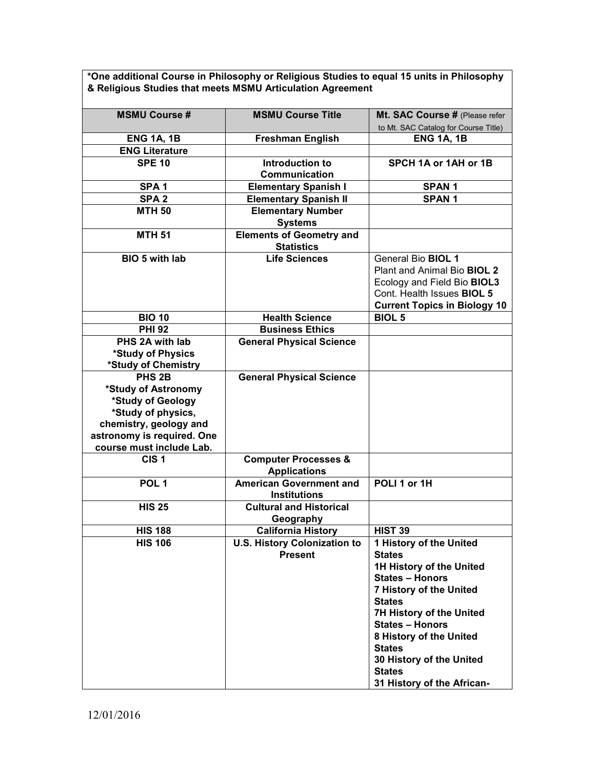| *One additional Course in Philosophy or Religious Studies to equal 15 units in Philosophy & Religious Studies that meets MSMU Articulation Agreement | | |
|---|---|---|
| **MSMU Course #** | **MSMU Course Title** | **Mt. SAC Course #** (Please refer to Mt. SAC Catalog for Course Title) |
| **ENG 1A, 1B** | **Freshman English** | **ENG 1A, 1B** |
| **ENG Literature** | | |
| **SPE 10** | **Introduction to Communication** | **SPCH 1A or 1AH or 1B** |
| **SPA 1** | **Elementary Spanish I** | **SPAN 1** |
| **SPA 2** | **Elementary Spanish II** | **SPAN 1** |
| **MTH 50** | **Elementary Number Systems** | |
| **MTH 51** | **Elements of Geometry and Statistics** | |
| **BIO 5 with lab** | **Life Sciences** | General Bio **BIOL 1**<br>Plant and Animal Bio **BIOL 2**<br>Ecology and Field Bio **BIOL3**<br>Cont. Health Issues **BIOL 5**<br>**Current Topics in Biology 10** |
| **BIO 10** | **Health Science** | **BIOL 5** |
| **PHI 92** | **Business Ethics** | |
| **PHS 2A with lab**<br>**\*Study of Physics**<br>**\*Study of Chemistry** | **General Physical Science** | |
| **PHS 2B**<br>**\*Study of Astronomy**<br>**\*Study of Geology**<br>**\*Study of physics, chemistry, geology and astronomy is required. One course must include Lab.** | **General Physical Science** | |
| **CIS 1** | **Computer Processes & Applications** | |
| **POL 1** | **American Government and Institutions** | **POLI 1 or 1H** |
| **HIS 25** | **Cultural and Historical Geography** | |
| **HIS 188** | **California History** | **HIST 39** |
| **HIS 106** | **U.S. History Colonization to Present** | **1 History of the United States**<br>**1H History of the United States – Honors**<br>**7 History of the United States**<br>**7H History of the United States – Honors**<br>**8 History of the United States**<br>**30 History of the United States**<br>**31 History of the African-** |

12/01/2016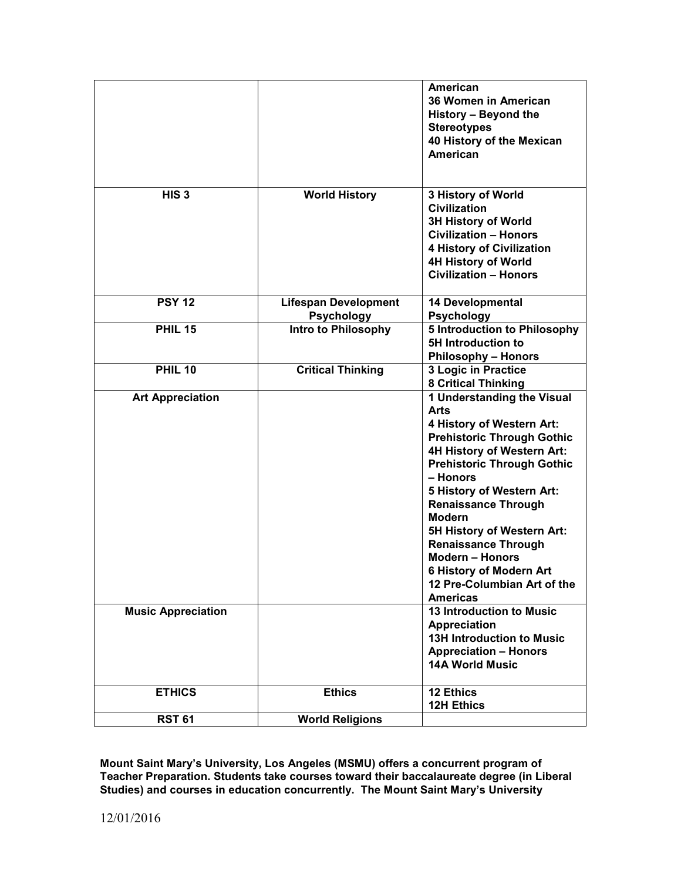| | | |
|---|---|---|
| | | **American**<br>**36 Women in American History – Beyond the Stereotypes**<br>**40 History of the Mexican American** |
| **HIS 3** | **World History** | **3 History of World Civilization**<br>**3H History of World Civilization – Honors**<br>**4 History of Civilization**<br>**4H History of World Civilization – Honors** |
| **PSY 12** | **Lifespan Development Psychology** | **14 Developmental Psychology** |
| **PHIL 15** | **Intro to Philosophy** | **5 Introduction to Philosophy**<br>**5H Introduction to Philosophy – Honors** |
| **PHIL 10** | **Critical Thinking** | **3 Logic in Practice**<br>**8 Critical Thinking** |
| **Art Appreciation** | | **1 Understanding the Visual Arts**<br>**4 History of Western Art: Prehistoric Through Gothic**<br>**4H History of Western Art: Prehistoric Through Gothic – Honors**<br>**5 History of Western Art: Renaissance Through Modern**<br>**5H History of Western Art: Renaissance Through Modern – Honors**<br>**6 History of Modern Art**<br>**12 Pre-Columbian Art of the Americas** |
| **Music Appreciation** | | **13 Introduction to Music Appreciation**<br>**13H Introduction to Music Appreciation – Honors**<br>**14A World Music** |
| **ETHICS** | **Ethics** | **12 Ethics**<br>**12H Ethics** |
| **RST 61** | **World Religions** | |

**Mount Saint Mary's University, Los Angeles (MSMU) offers a concurrent program of Teacher Preparation. Students take courses toward their baccalaureate degree (in Liberal Studies) and courses in education concurrently. The Mount Saint Mary's University**

12/01/2016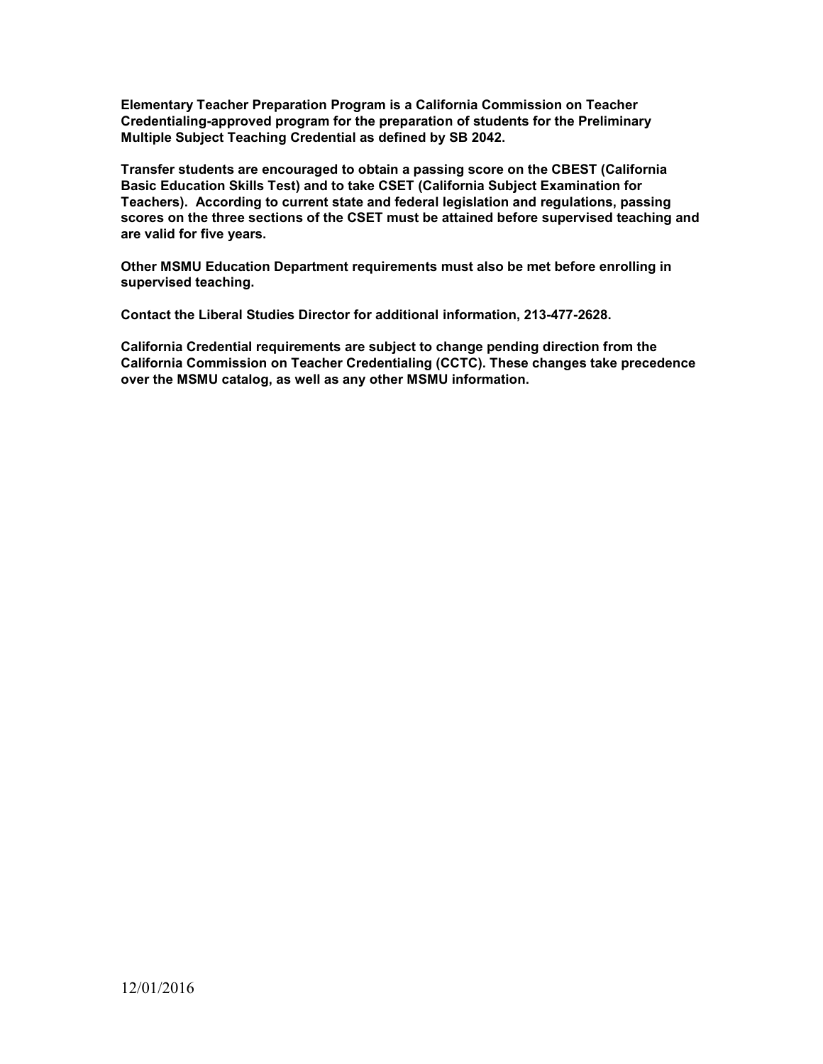**Elementary Teacher Preparation Program is a California Commission on Teacher Credentialing-approved program for the preparation of students for the Preliminary Multiple Subject Teaching Credential as defined by SB 2042.**

**Transfer students are encouraged to obtain a passing score on the CBEST (California Basic Education Skills Test) and to take CSET (California Subject Examination for Teachers). According to current state and federal legislation and regulations, passing scores on the three sections of the CSET must be attained before supervised teaching and are valid for five years.**

**Other MSMU Education Department requirements must also be met before enrolling in supervised teaching.**

**Contact the Liberal Studies Director for additional information, 213-477-2628.**

**California Credential requirements are subject to change pending direction from the California Commission on Teacher Credentialing (CCTC). These changes take precedence over the MSMU catalog, as well as any other MSMU information.**

12/01/2016